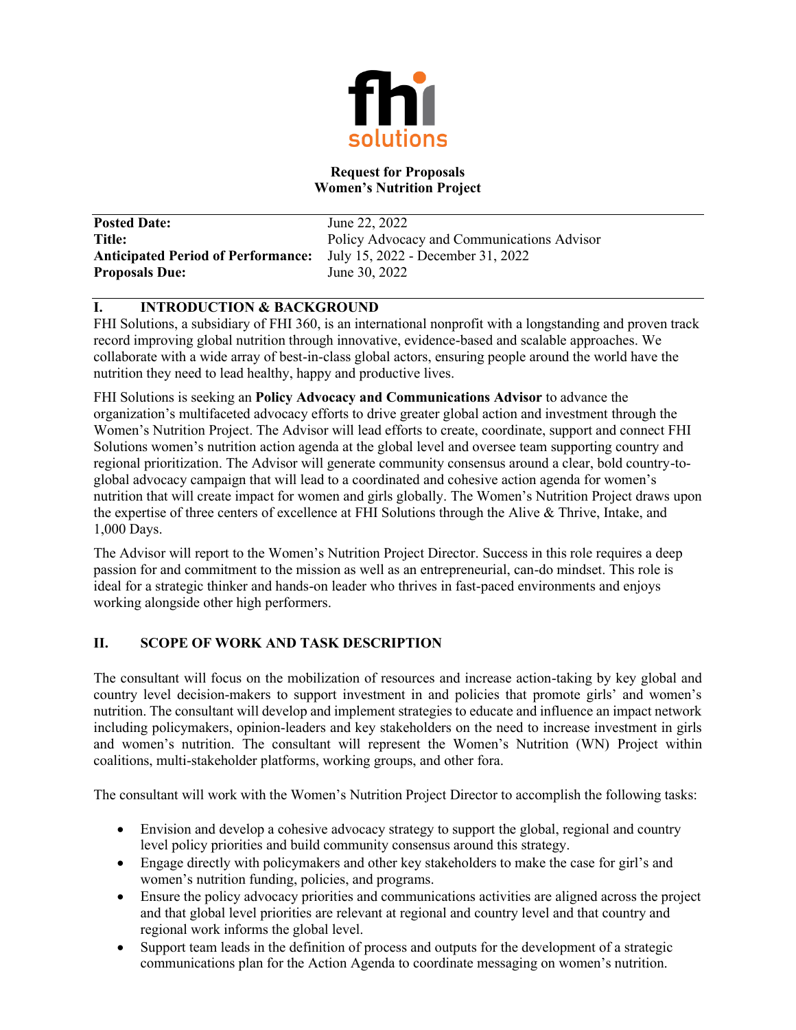**Request for Proposals**
**Women's Nutrition Project**

| | |
|---|---|
| **Posted Date:** | June 22, 2022 |
| **Title:** | Policy Advocacy and Communications Advisor |
| **Anticipated Period of Performance:** | July 15, 2022 - December 31, 2022 |
| **Proposals Due:** | June 30, 2022 |

## I. INTRODUCTION & BACKGROUND

FHI Solutions, a subsidiary of FHI 360, is an international nonprofit with a longstanding and proven track record improving global nutrition through innovative, evidence-based and scalable approaches. We collaborate with a wide array of best-in-class global actors, ensuring people around the world have the nutrition they need to lead healthy, happy and productive lives.

FHI Solutions is seeking an **Policy Advocacy and Communications Advisor** to advance the organization's multifaceted advocacy efforts to drive greater global action and investment through the Women's Nutrition Project. The Advisor will lead efforts to create, coordinate, support and connect FHI Solutions women's nutrition action agenda at the global level and oversee team supporting country and regional prioritization. The Advisor will generate community consensus around a clear, bold country-to-global advocacy campaign that will lead to a coordinated and cohesive action agenda for women's nutrition that will create impact for women and girls globally. The Women's Nutrition Project draws upon the expertise of three centers of excellence at FHI Solutions through the Alive & Thrive, Intake, and 1,000 Days.

The Advisor will report to the Women's Nutrition Project Director. Success in this role requires a deep passion for and commitment to the mission as well as an entrepreneurial, can-do mindset. This role is ideal for a strategic thinker and hands-on leader who thrives in fast-paced environments and enjoys working alongside other high performers.

## II. SCOPE OF WORK AND TASK DESCRIPTION

The consultant will focus on the mobilization of resources and increase action-taking by key global and country level decision-makers to support investment in and policies that promote girls' and women's nutrition. The consultant will develop and implement strategies to educate and influence an impact network including policymakers, opinion-leaders and key stakeholders on the need to increase investment in girls and women's nutrition. The consultant will represent the Women's Nutrition (WN) Project within coalitions, multi-stakeholder platforms, working groups, and other fora.

The consultant will work with the Women's Nutrition Project Director to accomplish the following tasks:

- Envision and develop a cohesive advocacy strategy to support the global, regional and country level policy priorities and build community consensus around this strategy.
- Engage directly with policymakers and other key stakeholders to make the case for girl's and women's nutrition funding, policies, and programs.
- Ensure the policy advocacy priorities and communications activities are aligned across the project and that global level priorities are relevant at regional and country level and that country and regional work informs the global level.
- Support team leads in the definition of process and outputs for the development of a strategic communications plan for the Action Agenda to coordinate messaging on women's nutrition.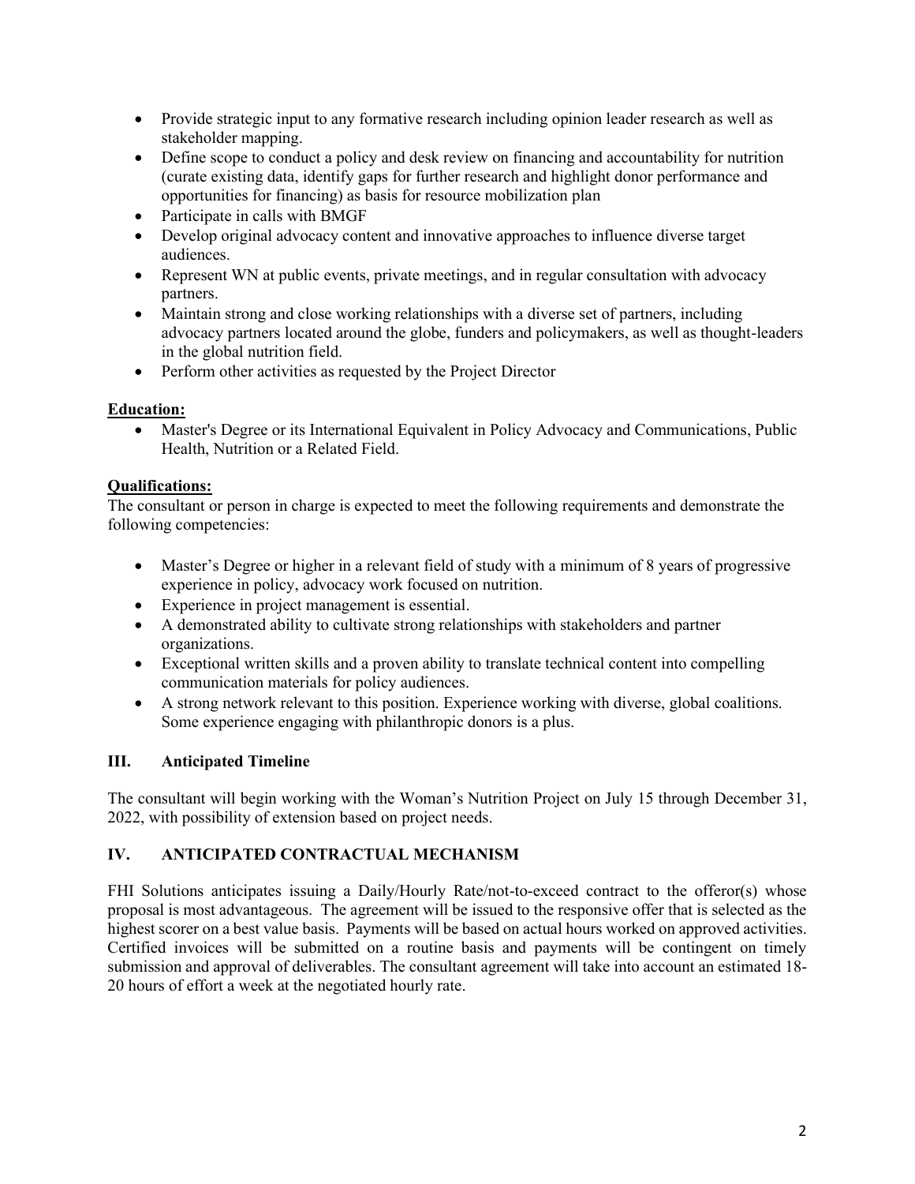- Provide strategic input to any formative research including opinion leader research as well as stakeholder mapping.
- Define scope to conduct a policy and desk review on financing and accountability for nutrition (curate existing data, identify gaps for further research and highlight donor performance and opportunities for financing) as basis for resource mobilization plan
- Participate in calls with BMGF
- Develop original advocacy content and innovative approaches to influence diverse target audiences.
- Represent WN at public events, private meetings, and in regular consultation with advocacy partners.
- Maintain strong and close working relationships with a diverse set of partners, including advocacy partners located around the globe, funders and policymakers, as well as thought-leaders in the global nutrition field.
- Perform other activities as requested by the Project Director

**<u>Education:</u>**

- Master's Degree or its International Equivalent in Policy Advocacy and Communications, Public Health, Nutrition or a Related Field.

**<u>Qualifications:</u>**

The consultant or person in charge is expected to meet the following requirements and demonstrate the following competencies:

- Master's Degree or higher in a relevant field of study with a minimum of 8 years of progressive experience in policy, advocacy work focused on nutrition.
- Experience in project management is essential.
- A demonstrated ability to cultivate strong relationships with stakeholders and partner organizations.
- Exceptional written skills and a proven ability to translate technical content into compelling communication materials for policy audiences.
- A strong network relevant to this position. Experience working with diverse, global coalitions. Some experience engaging with philanthropic donors is a plus.

## III. Anticipated Timeline

The consultant will begin working with the Woman's Nutrition Project on July 15 through December 31, 2022, with possibility of extension based on project needs.

## IV. ANTICIPATED CONTRACTUAL MECHANISM

FHI Solutions anticipates issuing a Daily/Hourly Rate/not-to-exceed contract to the offeror(s) whose proposal is most advantageous. The agreement will be issued to the responsive offer that is selected as the highest scorer on a best value basis. Payments will be based on actual hours worked on approved activities. Certified invoices will be submitted on a routine basis and payments will be contingent on timely submission and approval of deliverables. The consultant agreement will take into account an estimated 18-20 hours of effort a week at the negotiated hourly rate.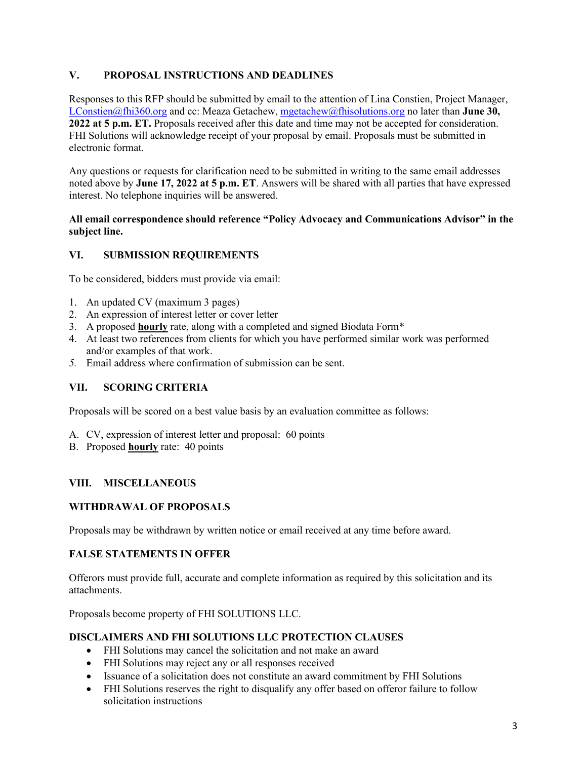## V. PROPOSAL INSTRUCTIONS AND DEADLINES

Responses to this RFP should be submitted by email to the attention of Lina Constien, Project Manager, LConstien@fhi360.org and cc: Meaza Getachew, mgetachew@fhisolutions.org no later than **June 30, 2022 at 5 p.m. ET.** Proposals received after this date and time may not be accepted for consideration. FHI Solutions will acknowledge receipt of your proposal by email. Proposals must be submitted in electronic format.

Any questions or requests for clarification need to be submitted in writing to the same email addresses noted above by **June 17, 2022 at 5 p.m. ET**. Answers will be shared with all parties that have expressed interest. No telephone inquiries will be answered.

**All email correspondence should reference "Policy Advocacy and Communications Advisor" in the subject line.**

## VI. SUBMISSION REQUIREMENTS

To be considered, bidders must provide via email:

1. An updated CV (maximum 3 pages)
2. An expression of interest letter or cover letter
3. A proposed **hourly** rate, along with a completed and signed Biodata Form*
4. At least two references from clients for which you have performed similar work was performed and/or examples of that work.
5. Email address where confirmation of submission can be sent.

## VII. SCORING CRITERIA

Proposals will be scored on a best value basis by an evaluation committee as follows:

A. CV, expression of interest letter and proposal: 60 points
B. Proposed **hourly** rate: 40 points

## VIII. MISCELLANEOUS

### WITHDRAWAL OF PROPOSALS

Proposals may be withdrawn by written notice or email received at any time before award.

### FALSE STATEMENTS IN OFFER

Offerors must provide full, accurate and complete information as required by this solicitation and its attachments.

Proposals become property of FHI SOLUTIONS LLC.

### DISCLAIMERS AND FHI SOLUTIONS LLC PROTECTION CLAUSES

- FHI Solutions may cancel the solicitation and not make an award
- FHI Solutions may reject any or all responses received
- Issuance of a solicitation does not constitute an award commitment by FHI Solutions
- FHI Solutions reserves the right to disqualify any offer based on offeror failure to follow solicitation instructions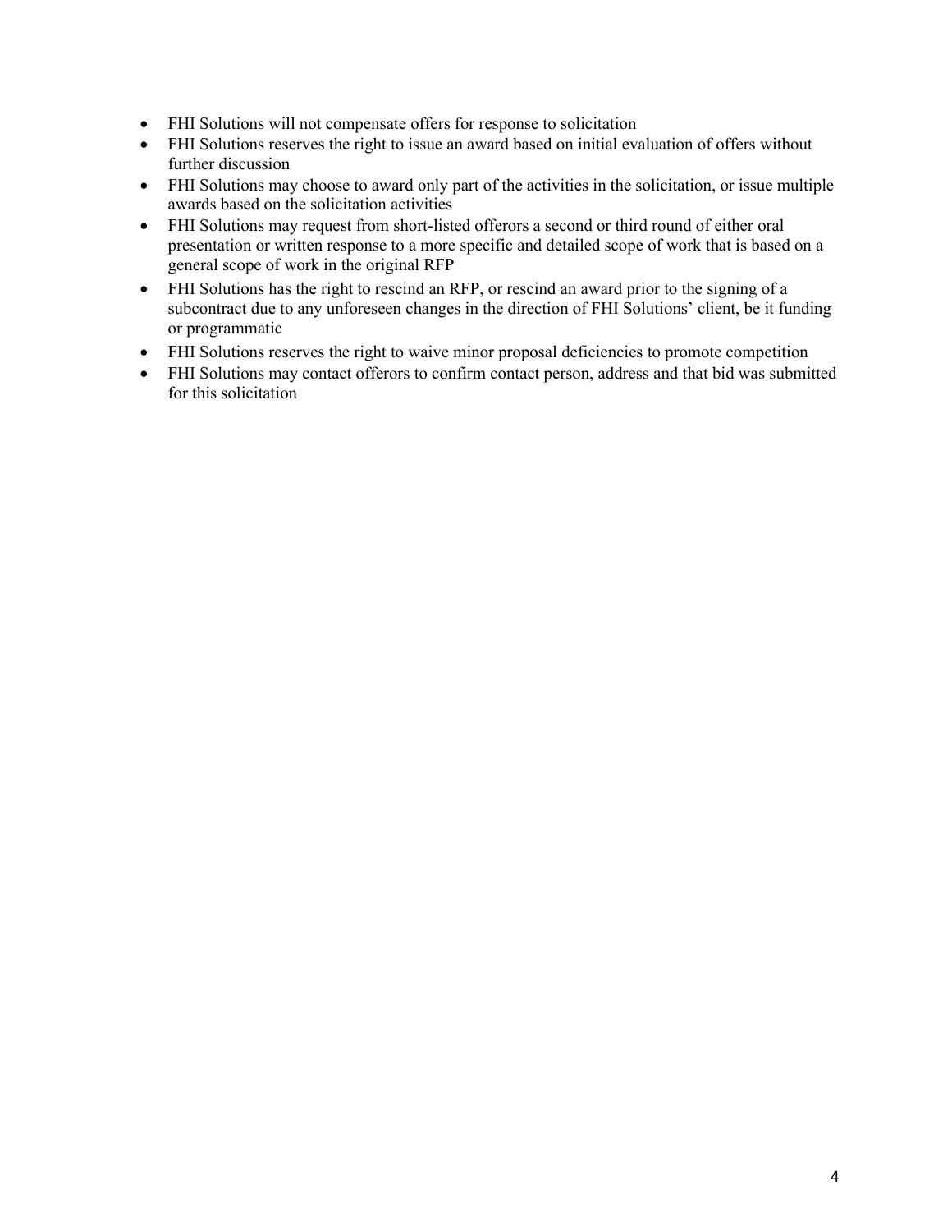- FHI Solutions will not compensate offers for response to solicitation
- FHI Solutions reserves the right to issue an award based on initial evaluation of offers without further discussion
- FHI Solutions may choose to award only part of the activities in the solicitation, or issue multiple awards based on the solicitation activities
- FHI Solutions may request from short-listed offerors a second or third round of either oral presentation or written response to a more specific and detailed scope of work that is based on a general scope of work in the original RFP
- FHI Solutions has the right to rescind an RFP, or rescind an award prior to the signing of a subcontract due to any unforeseen changes in the direction of FHI Solutions' client, be it funding or programmatic
- FHI Solutions reserves the right to waive minor proposal deficiencies to promote competition
- FHI Solutions may contact offerors to confirm contact person, address and that bid was submitted for this solicitation